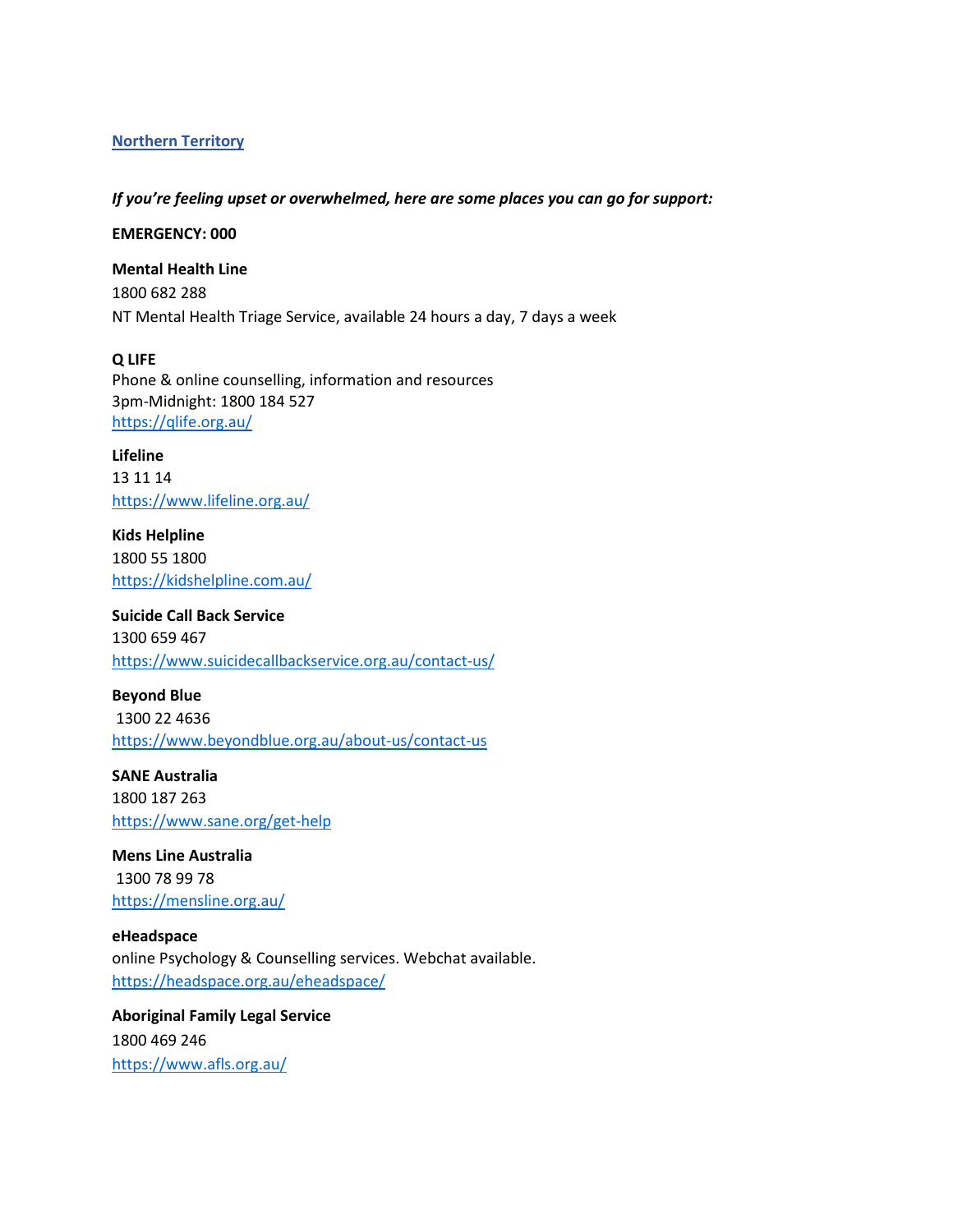## Northern Territory

***If you're feeling upset or overwhelmed, here are some places you can go for support:***

**EMERGENCY: 000**

**Mental Health Line**
1800 682 288
NT Mental Health Triage Service, available 24 hours a day, 7 days a week

**Q LIFE**
Phone & online counselling, information and resources
3pm-Midnight: 1800 184 527
https://qlife.org.au/

**Lifeline**
13 11 14
https://www.lifeline.org.au/

**Kids Helpline**
1800 55 1800
https://kidshelpline.com.au/

**Suicide Call Back Service**
1300 659 467
https://www.suicidecallbackservice.org.au/contact-us/

**Beyond Blue**
1300 22 4636
https://www.beyondblue.org.au/about-us/contact-us

**SANE Australia**
1800 187 263
https://www.sane.org/get-help

**Mens Line Australia**
1300 78 99 78
https://mensline.org.au/

**eHeadspace**
online Psychology & Counselling services. Webchat available.
https://headspace.org.au/eheadspace/

**Aboriginal Family Legal Service**
1800 469 246
https://www.afls.org.au/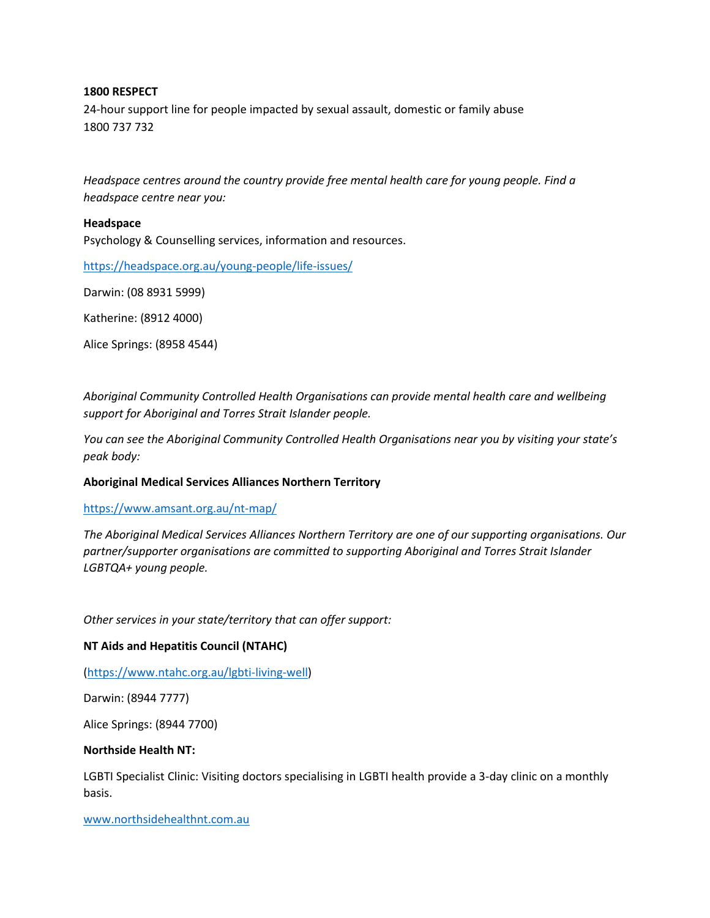**1800 RESPECT**
24-hour support line for people impacted by sexual assault, domestic or family abuse
1800 737 732

*Headspace centres around the country provide free mental health care for young people. Find a headspace centre near you:*

**Headspace**
Psychology & Counselling services, information and resources.

https://headspace.org.au/young-people/life-issues/

Darwin: (08 8931 5999)

Katherine: (8912 4000)

Alice Springs: (8958 4544)

*Aboriginal Community Controlled Health Organisations can provide mental health care and wellbeing support for Aboriginal and Torres Strait Islander people.*

*You can see the Aboriginal Community Controlled Health Organisations near you by visiting your state's peak body:*

**Aboriginal Medical Services Alliances Northern Territory**

https://www.amsant.org.au/nt-map/

*The Aboriginal Medical Services Alliances Northern Territory are one of our supporting organisations. Our partner/supporter organisations are committed to supporting Aboriginal and Torres Strait Islander LGBTQA+ young people.*

*Other services in your state/territory that can offer support:*

**NT Aids and Hepatitis Council (NTAHC)**

(https://www.ntahc.org.au/lgbti-living-well)

Darwin: (8944 7777)

Alice Springs: (8944 7700)

**Northside Health NT:**

LGBTI Specialist Clinic: Visiting doctors specialising in LGBTI health provide a 3-day clinic on a monthly basis.

www.northsidehealthnt.com.au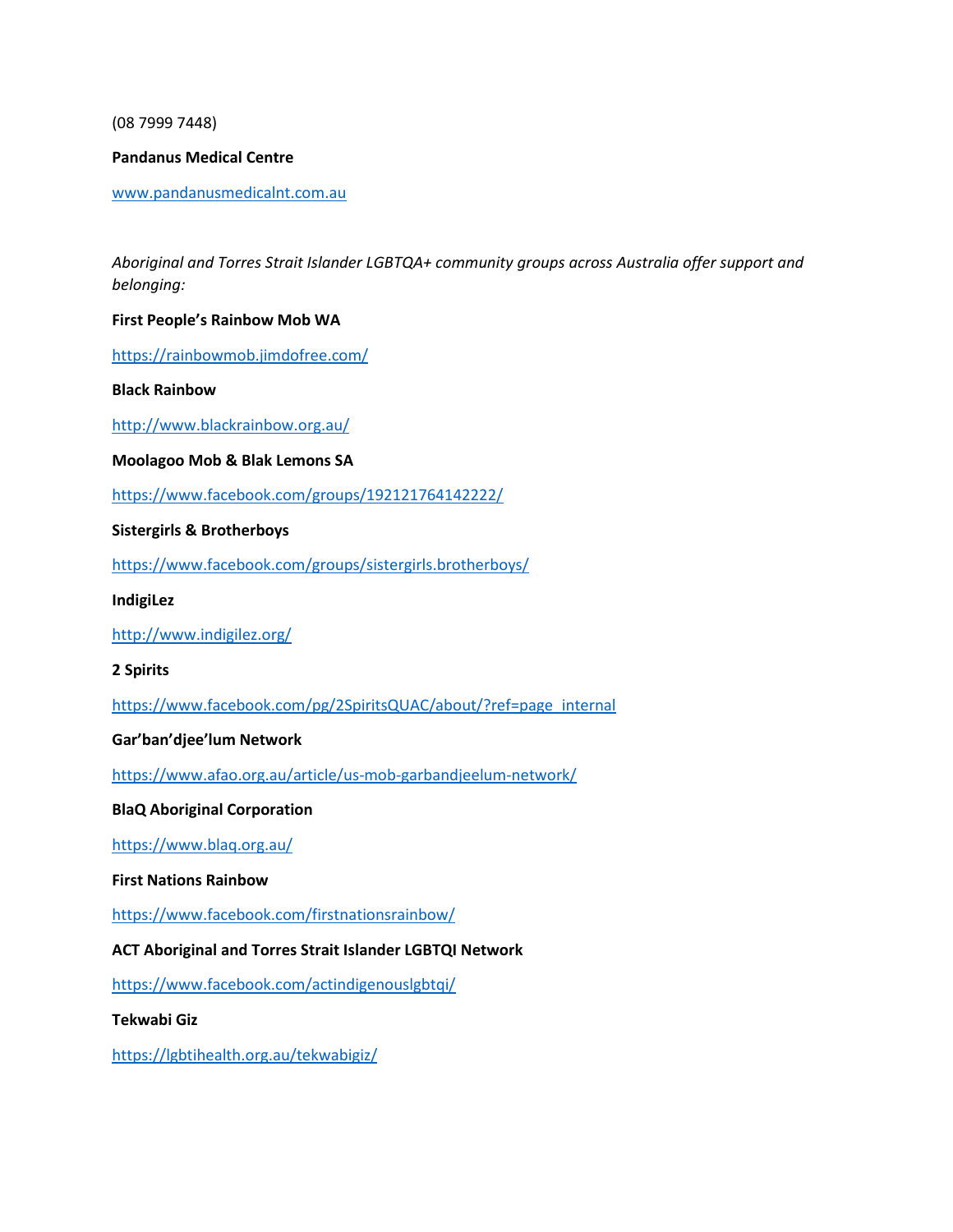(08 7999 7448)

**Pandanus Medical Centre**

www.pandanusmedicalnt.com.au

*Aboriginal and Torres Strait Islander LGBTQA+ community groups across Australia offer support and belonging:*

**First People's Rainbow Mob WA**

https://rainbowmob.jimdofree.com/

**Black Rainbow**

http://www.blackrainbow.org.au/

**Moolagoo Mob & Blak Lemons SA**

https://www.facebook.com/groups/192121764142222/

**Sistergirls & Brotherboys**

https://www.facebook.com/groups/sistergirls.brotherboys/

**IndigiLez**

http://www.indigilez.org/

**2 Spirits**

https://www.facebook.com/pg/2SpiritsQUAC/about/?ref=page_internal

**Gar'ban'djee'lum Network**

https://www.afao.org.au/article/us-mob-garbandjeelum-network/

**BlaQ Aboriginal Corporation**

https://www.blaq.org.au/

**First Nations Rainbow**

https://www.facebook.com/firstnationsrainbow/

**ACT Aboriginal and Torres Strait Islander LGBTQI Network**

https://www.facebook.com/actindigenouslgbtqi/

**Tekwabi Giz**

https://lgbtihealth.org.au/tekwabigiz/